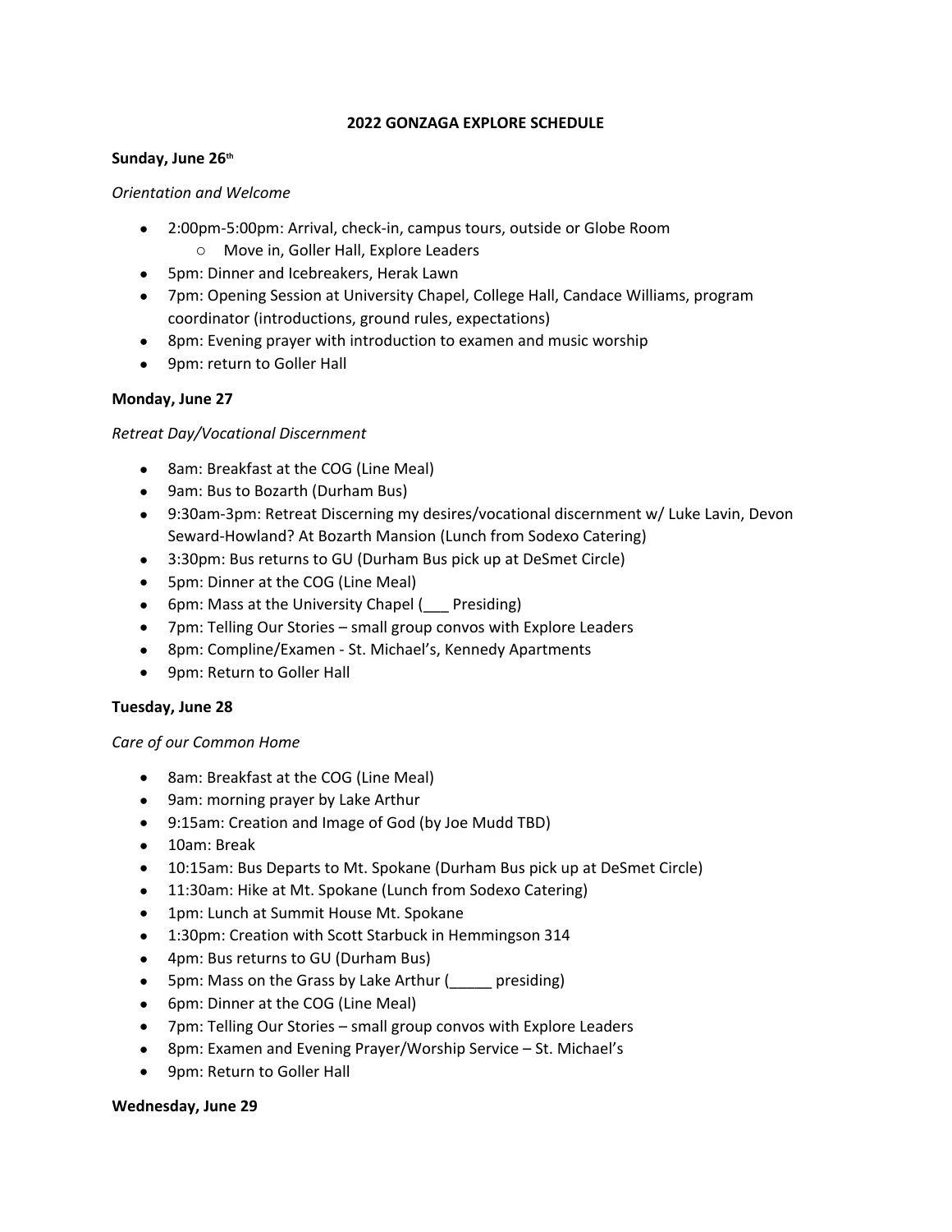# 2022 GONZAGA EXPLORE SCHEDULE

**Sunday, June 26th**

*Orientation and Welcome*

- 2:00pm-5:00pm: Arrival, check-in, campus tours, outside or Globe Room
  - Move in, Goller Hall, Explore Leaders
- 5pm: Dinner and Icebreakers, Herak Lawn
- 7pm: Opening Session at University Chapel, College Hall, Candace Williams, program coordinator (introductions, ground rules, expectations)
- 8pm: Evening prayer with introduction to examen and music worship
- 9pm: return to Goller Hall

**Monday, June 27**

*Retreat Day/Vocational Discernment*

- 8am: Breakfast at the COG (Line Meal)
- 9am: Bus to Bozarth (Durham Bus)
- 9:30am-3pm: Retreat Discerning my desires/vocational discernment w/ Luke Lavin, Devon Seward-Howland? At Bozarth Mansion (Lunch from Sodexo Catering)
- 3:30pm: Bus returns to GU (Durham Bus pick up at DeSmet Circle)
- 5pm: Dinner at the COG (Line Meal)
- 6pm: Mass at the University Chapel (___ Presiding)
- 7pm: Telling Our Stories – small group convos with Explore Leaders
- 8pm: Compline/Examen - St. Michael's, Kennedy Apartments
- 9pm: Return to Goller Hall

**Tuesday, June 28**

*Care of our Common Home*

- 8am: Breakfast at the COG (Line Meal)
- 9am: morning prayer by Lake Arthur
- 9:15am: Creation and Image of God (by Joe Mudd TBD)
- 10am: Break
- 10:15am: Bus Departs to Mt. Spokane (Durham Bus pick up at DeSmet Circle)
- 11:30am: Hike at Mt. Spokane (Lunch from Sodexo Catering)
- 1pm: Lunch at Summit House Mt. Spokane
- 1:30pm: Creation with Scott Starbuck in Hemmingson 314
- 4pm: Bus returns to GU (Durham Bus)
- 5pm: Mass on the Grass by Lake Arthur (_____ presiding)
- 6pm: Dinner at the COG (Line Meal)
- 7pm: Telling Our Stories – small group convos with Explore Leaders
- 8pm: Examen and Evening Prayer/Worship Service – St. Michael's
- 9pm: Return to Goller Hall

**Wednesday, June 29**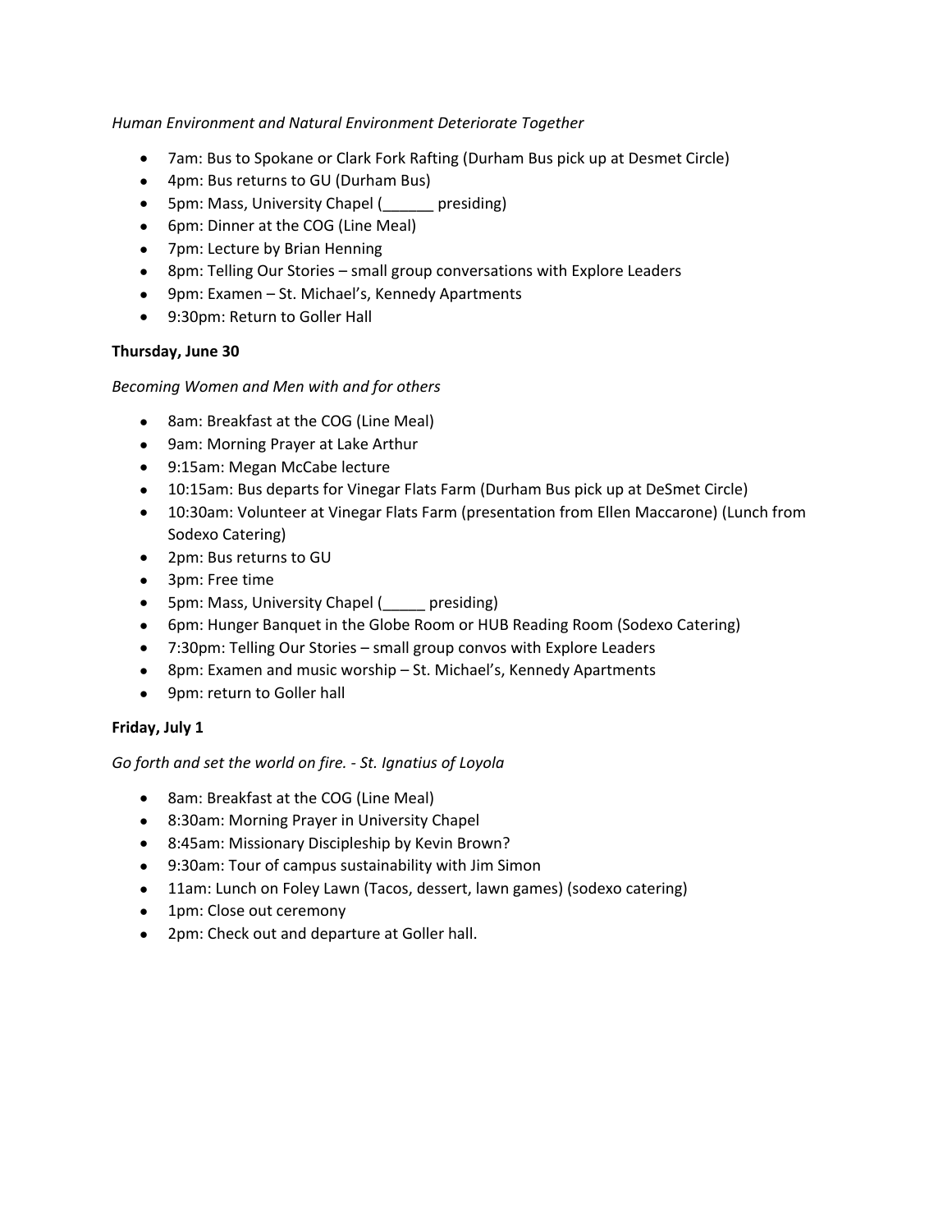*Human Environment and Natural Environment Deteriorate Together*

- 7am: Bus to Spokane or Clark Fork Rafting (Durham Bus pick up at Desmet Circle)
- 4pm: Bus returns to GU (Durham Bus)
- 5pm: Mass, University Chapel (______ presiding)
- 6pm: Dinner at the COG (Line Meal)
- 7pm: Lecture by Brian Henning
- 8pm: Telling Our Stories – small group conversations with Explore Leaders
- 9pm: Examen – St. Michael's, Kennedy Apartments
- 9:30pm: Return to Goller Hall

**Thursday, June 30**

*Becoming Women and Men with and for others*

- 8am: Breakfast at the COG (Line Meal)
- 9am: Morning Prayer at Lake Arthur
- 9:15am: Megan McCabe lecture
- 10:15am: Bus departs for Vinegar Flats Farm (Durham Bus pick up at DeSmet Circle)
- 10:30am: Volunteer at Vinegar Flats Farm (presentation from Ellen Maccarone) (Lunch from Sodexo Catering)
- 2pm: Bus returns to GU
- 3pm: Free time
- 5pm: Mass, University Chapel (_____ presiding)
- 6pm: Hunger Banquet in the Globe Room or HUB Reading Room (Sodexo Catering)
- 7:30pm: Telling Our Stories – small group convos with Explore Leaders
- 8pm: Examen and music worship – St. Michael's, Kennedy Apartments
- 9pm: return to Goller hall

**Friday, July 1**

*Go forth and set the world on fire. - St. Ignatius of Loyola*

- 8am: Breakfast at the COG (Line Meal)
- 8:30am: Morning Prayer in University Chapel
- 8:45am: Missionary Discipleship by Kevin Brown?
- 9:30am: Tour of campus sustainability with Jim Simon
- 11am: Lunch on Foley Lawn (Tacos, dessert, lawn games) (sodexo catering)
- 1pm: Close out ceremony
- 2pm: Check out and departure at Goller hall.